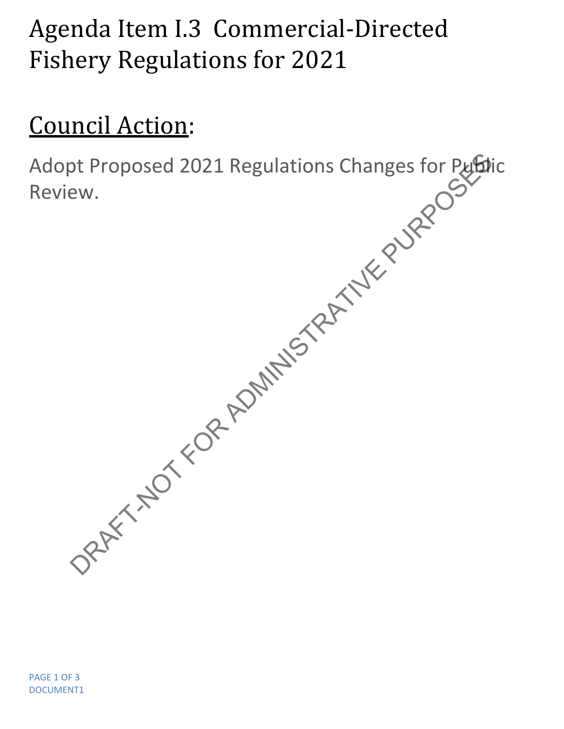# Agenda Item I.3 Commercial-Directed Fishery Regulations for 2021

## Council Action:

Adopt Proposed 2021 Regulations Changes for Public Review.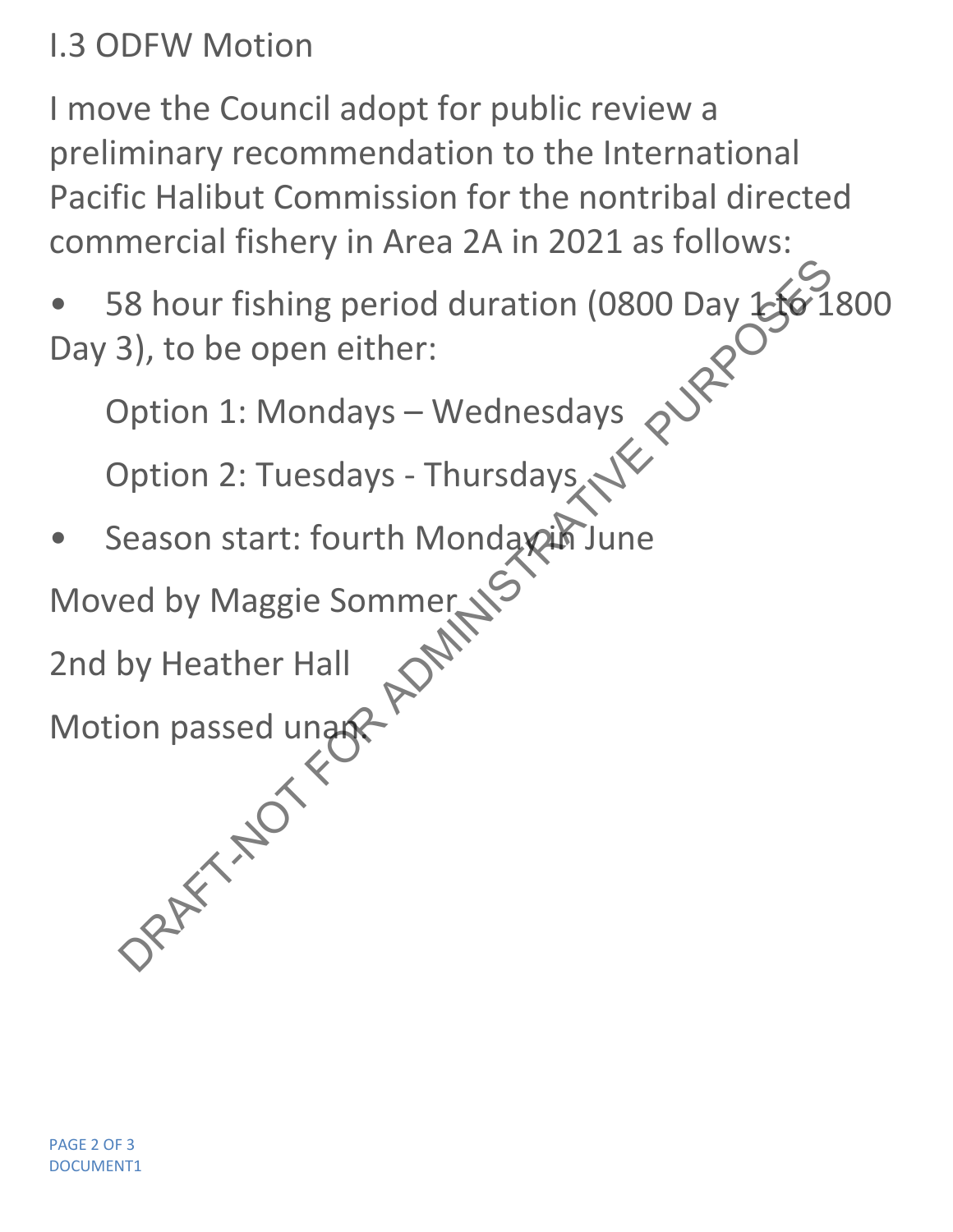## I.3 ODFW Motion

I move the Council adopt for public review a preliminary recommendation to the International Pacific Halibut Commission for the nontribal directed commercial fishery in Area 2A in 2021 as follows:

- 58 hour fishing period duration (0800 Day 1 to 1800 Day 3), to be open either:

  Option 1: Mondays – Wednesdays

  Option 2: Tuesdays - Thursdays

- Season start: fourth Monday in June

Moved by Maggie Sommer

2nd by Heather Hall

Motion passed unan.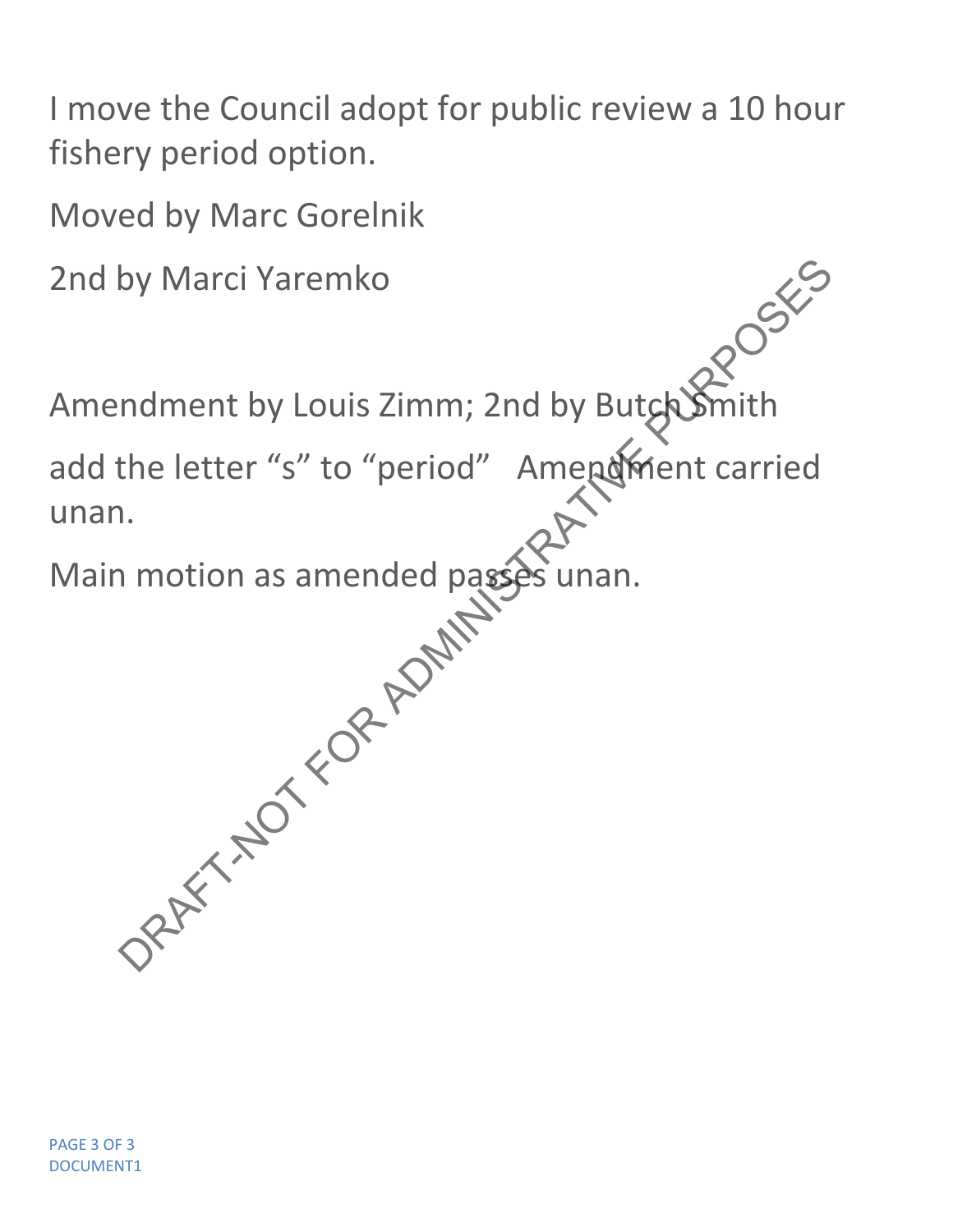I move the Council adopt for public review a 10 hour fishery period option.

Moved by Marc Gorelnik

2nd by Marci Yaremko

Amendment by Louis Zimm; 2nd by Butch Smith

add the letter “s” to “period”   Amendment carried unan.

Main motion as amended passes unan.

DRAFT-NOT FOR ADMINISTRATIVE PURPOSES

DOCUMENT1